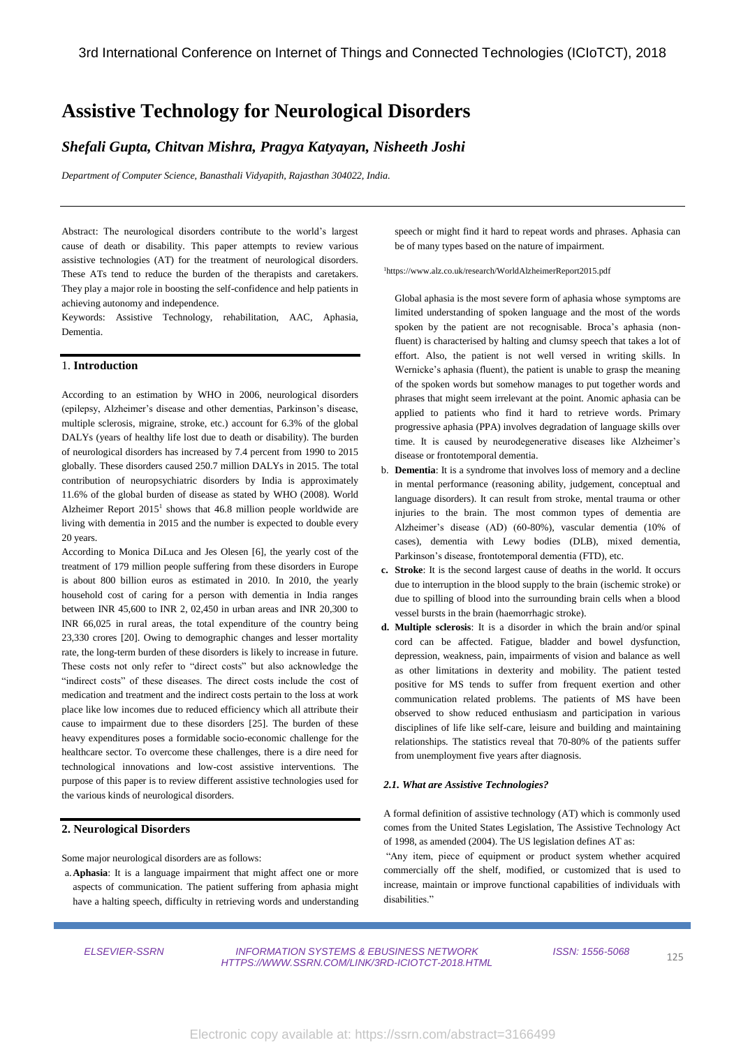# Assistive Technology for Neurological Disorders

***Shefali Gupta, Chitvan Mishra, Pragya Katyayan, Nisheeth Joshi***

*Department of Computer Science, Banasthali Vidyapith, Rajasthan 304022, India.*

Abstract: The neurological disorders contribute to the world's largest cause of death or disability. This paper attempts to review various assistive technologies (AT) for the treatment of neurological disorders. These ATs tend to reduce the burden of the therapists and caretakers. They play a major role in boosting the self-confidence and help patients in achieving autonomy and independence.

Keywords: Assistive Technology, rehabilitation, AAC, Aphasia, Dementia.

## 1. Introduction

According to an estimation by WHO in 2006, neurological disorders (epilepsy, Alzheimer's disease and other dementias, Parkinson's disease, multiple sclerosis, migraine, stroke, etc.) account for 6.3% of the global DALYs (years of healthy life lost due to death or disability). The burden of neurological disorders has increased by 7.4 percent from 1990 to 2015 globally. These disorders caused 250.7 million DALYs in 2015. The total contribution of neuropsychiatric disorders by India is approximately 11.6% of the global burden of disease as stated by WHO (2008). World Alzheimer Report 2015[1] shows that 46.8 million people worldwide are living with dementia in 2015 and the number is expected to double every 20 years.

According to Monica DiLuca and Jes Olesen [6], the yearly cost of the treatment of 179 million people suffering from these disorders in Europe is about 800 billion euros as estimated in 2010. In 2010, the yearly household cost of caring for a person with dementia in India ranges between INR 45,600 to INR 2, 02,450 in urban areas and INR 20,300 to INR 66,025 in rural areas, the total expenditure of the country being 23,330 crores [20]. Owing to demographic changes and lesser mortality rate, the long-term burden of these disorders is likely to increase in future. These costs not only refer to "direct costs" but also acknowledge the "indirect costs" of these diseases. The direct costs include the cost of medication and treatment and the indirect costs pertain to the loss at work place like low incomes due to reduced efficiency which all attribute their cause to impairment due to these disorders [25]. The burden of these heavy expenditures poses a formidable socio-economic challenge for the healthcare sector. To overcome these challenges, there is a dire need for technological innovations and low-cost assistive interventions. The purpose of this paper is to review different assistive technologies used for the various kinds of neurological disorders.

## 2. Neurological Disorders

Some major neurological disorders are as follows:

a. **Aphasia**: It is a language impairment that might affect one or more aspects of communication. The patient suffering from aphasia might have a halting speech, difficulty in retrieving words and understanding speech or might find it hard to repeat words and phrases. Aphasia can be of many types based on the nature of impairment.

   Global aphasia is the most severe form of aphasia whose symptoms are limited understanding of spoken language and the most of the words spoken by the patient are not recognisable. Broca's aphasia (non-fluent) is characterised by halting and clumsy speech that takes a lot of effort. Also, the patient is not well versed in writing skills. In Wernicke's aphasia (fluent), the patient is unable to grasp the meaning of the spoken words but somehow manages to put together words and phrases that might seem irrelevant at the point. Anomic aphasia can be applied to patients who find it hard to retrieve words. Primary progressive aphasia (PPA) involves degradation of language skills over time. It is caused by neurodegenerative diseases like Alzheimer's disease or frontotemporal dementia.

b. **Dementia**: It is a syndrome that involves loss of memory and a decline in mental performance (reasoning ability, judgement, conceptual and language disorders). It can result from stroke, mental trauma or other injuries to the brain. The most common types of dementia are Alzheimer's disease (AD) (60-80%), vascular dementia (10% of cases), dementia with Lewy bodies (DLB), mixed dementia, Parkinson's disease, frontotemporal dementia (FTD), etc.

c. **Stroke**: It is the second largest cause of deaths in the world. It occurs due to interruption in the blood supply to the brain (ischemic stroke) or due to spilling of blood into the surrounding brain cells when a blood vessel bursts in the brain (haemorrhagic stroke).

d. **Multiple sclerosis**: It is a disorder in which the brain and/or spinal cord can be affected. Fatigue, bladder and bowel dysfunction, depression, weakness, pain, impairments of vision and balance as well as other limitations in dexterity and mobility. The patient tested positive for MS tends to suffer from frequent exertion and other communication related problems. The patients of MS have been observed to show reduced enthusiasm and participation in various disciplines of life like self-care, leisure and building and maintaining relationships. The statistics reveal that 70-80% of the patients suffer from unemployment five years after diagnosis.

### *2.1. What are Assistive Technologies?*

A formal definition of assistive technology (AT) which is commonly used comes from the United States Legislation, The Assistive Technology Act of 1998, as amended (2004). The US legislation defines AT as:

"Any item, piece of equipment or product system whether acquired commercially off the shelf, modified, or customized that is used to increase, maintain or improve functional capabilities of individuals with disabilities."

[1] https://www.alz.co.uk/research/WorldAlzheimerReport2015.pdf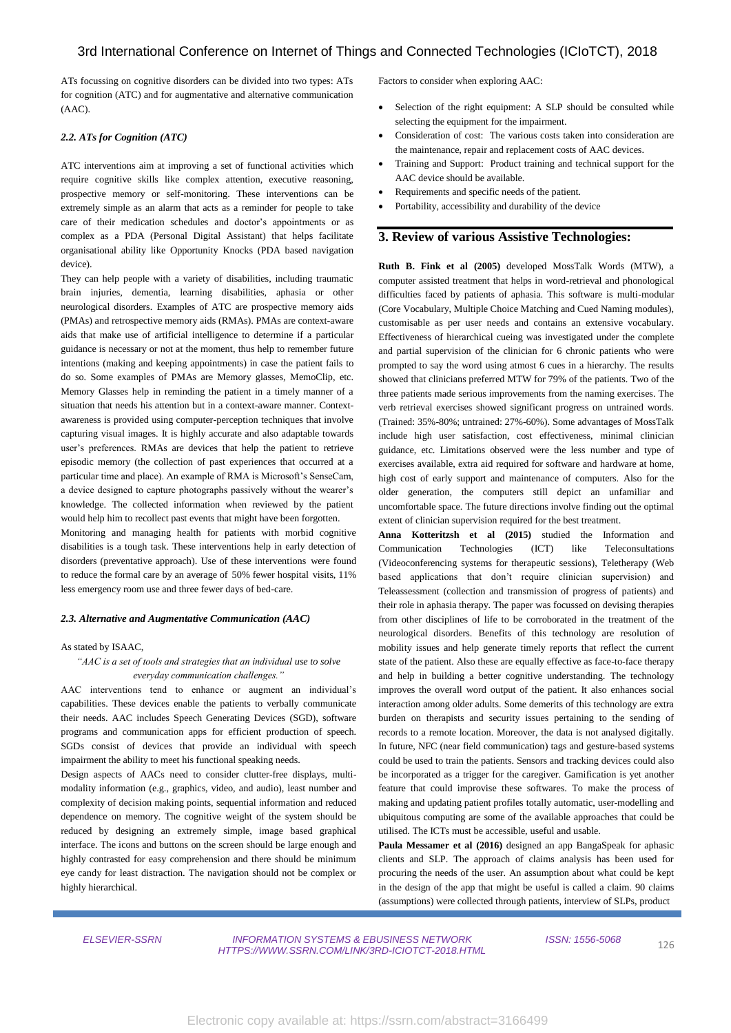ATs focussing on cognitive disorders can be divided into two types: ATs for cognition (ATC) and for augmentative and alternative communication (AAC).

### *2.2. ATs for Cognition (ATC)*

ATC interventions aim at improving a set of functional activities which require cognitive skills like complex attention, executive reasoning, prospective memory or self-monitoring. These interventions can be extremely simple as an alarm that acts as a reminder for people to take care of their medication schedules and doctor's appointments or as complex as a PDA (Personal Digital Assistant) that helps facilitate organisational ability like Opportunity Knocks (PDA based navigation device).

They can help people with a variety of disabilities, including traumatic brain injuries, dementia, learning disabilities, aphasia or other neurological disorders. Examples of ATC are prospective memory aids (PMAs) and retrospective memory aids (RMAs). PMAs are context-aware aids that make use of artificial intelligence to determine if a particular guidance is necessary or not at the moment, thus help to remember future intentions (making and keeping appointments) in case the patient fails to do so. Some examples of PMAs are Memory glasses, MemoClip, etc. Memory Glasses help in reminding the patient in a timely manner of a situation that needs his attention but in a context-aware manner. Context-awareness is provided using computer-perception techniques that involve capturing visual images. It is highly accurate and also adaptable towards user's preferences. RMAs are devices that help the patient to retrieve episodic memory (the collection of past experiences that occurred at a particular time and place). An example of RMA is Microsoft's SenseCam, a device designed to capture photographs passively without the wearer's knowledge. The collected information when reviewed by the patient would help him to recollect past events that might have been forgotten.

Monitoring and managing health for patients with morbid cognitive disabilities is a tough task. These interventions help in early detection of disorders (preventative approach). Use of these interventions were found to reduce the formal care by an average of 50% fewer hospital visits, 11% less emergency room use and three fewer days of bed-care.

### *2.3. Alternative and Augmentative Communication (AAC)*

As stated by ISAAC,

> *"AAC is a set of tools and strategies that an individual use to solve everyday communication challenges."*

AAC interventions tend to enhance or augment an individual's capabilities. These devices enable the patients to verbally communicate their needs. AAC includes Speech Generating Devices (SGD), software programs and communication apps for efficient production of speech. SGDs consist of devices that provide an individual with speech impairment the ability to meet his functional speaking needs.

Design aspects of AACs need to consider clutter-free displays, multi-modality information (e.g., graphics, video, and audio), least number and complexity of decision making points, sequential information and reduced dependence on memory. The cognitive weight of the system should be reduced by designing an extremely simple, image based graphical interface. The icons and buttons on the screen should be large enough and highly contrasted for easy comprehension and there should be minimum eye candy for least distraction. The navigation should not be complex or highly hierarchical.

Factors to consider when exploring AAC:

- Selection of the right equipment: A SLP should be consulted while selecting the equipment for the impairment.
- Consideration of cost: The various costs taken into consideration are the maintenance, repair and replacement costs of AAC devices.
- Training and Support: Product training and technical support for the AAC device should be available.
- Requirements and specific needs of the patient.
- Portability, accessibility and durability of the device

## 3. Review of various Assistive Technologies:

**Ruth B. Fink et al (2005)** developed MossTalk Words (MTW), a computer assisted treatment that helps in word-retrieval and phonological difficulties faced by patients of aphasia. This software is multi-modular (Core Vocabulary, Multiple Choice Matching and Cued Naming modules), customisable as per user needs and contains an extensive vocabulary. Effectiveness of hierarchical cueing was investigated under the complete and partial supervision of the clinician for 6 chronic patients who were prompted to say the word using atmost 6 cues in a hierarchy. The results showed that clinicians preferred MTW for 79% of the patients. Two of the three patients made serious improvements from the naming exercises. The verb retrieval exercises showed significant progress on untrained words. (Trained: 35%-80%; untrained: 27%-60%). Some advantages of MossTalk include high user satisfaction, cost effectiveness, minimal clinician guidance, etc. Limitations observed were the less number and type of exercises available, extra aid required for software and hardware at home, high cost of early support and maintenance of computers. Also for the older generation, the computers still depict an unfamiliar and uncomfortable space. The future directions involve finding out the optimal extent of clinician supervision required for the best treatment.

**Anna Kotteritzsh et al (2015)** studied the Information and Communication Technologies (ICT) like Teleconsultations (Videoconferencing systems for therapeutic sessions), Teletherapy (Web based applications that don't require clinician supervision) and Teleassessment (collection and transmission of progress of patients) and their role in aphasia therapy. The paper was focussed on devising therapies from other disciplines of life to be corroborated in the treatment of the neurological disorders. Benefits of this technology are resolution of mobility issues and help generate timely reports that reflect the current state of the patient. Also these are equally effective as face-to-face therapy and help in building a better cognitive understanding. The technology improves the overall word output of the patient. It also enhances social interaction among older adults. Some demerits of this technology are extra burden on therapists and security issues pertaining to the sending of records to a remote location. Moreover, the data is not analysed digitally. In future, NFC (near field communication) tags and gesture-based systems could be used to train the patients. Sensors and tracking devices could also be incorporated as a trigger for the caregiver. Gamification is yet another feature that could improvise these softwares. To make the process of making and updating patient profiles totally automatic, user-modelling and ubiquitous computing are some of the available approaches that could be utilised. The ICTs must be accessible, useful and usable.

**Paula Messamer et al (2016)** designed an app BangaSpeak for aphasic clients and SLP. The approach of claims analysis has been used for procuring the needs of the user. An assumption about what could be kept in the design of the app that might be useful is called a claim. 90 claims (assumptions) were collected through patients, interview of SLPs, product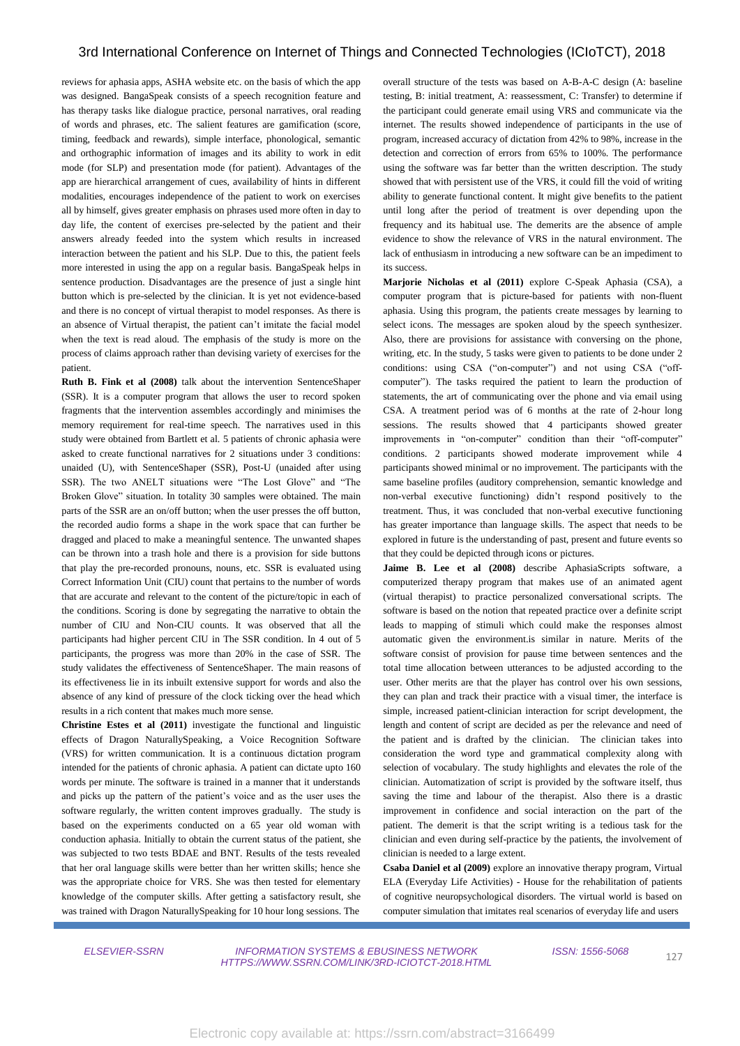reviews for aphasia apps, ASHA website etc. on the basis of which the app was designed. BangaSpeak consists of a speech recognition feature and has therapy tasks like dialogue practice, personal narratives, oral reading of words and phrases, etc. The salient features are gamification (score, timing, feedback and rewards), simple interface, phonological, semantic and orthographic information of images and its ability to work in edit mode (for SLP) and presentation mode (for patient). Advantages of the app are hierarchical arrangement of cues, availability of hints in different modalities, encourages independence of the patient to work on exercises all by himself, gives greater emphasis on phrases used more often in day to day life, the content of exercises pre-selected by the patient and their answers already feeded into the system which results in increased interaction between the patient and his SLP. Due to this, the patient feels more interested in using the app on a regular basis. BangaSpeak helps in sentence production. Disadvantages are the presence of just a single hint button which is pre-selected by the clinician. It is yet not evidence-based and there is no concept of virtual therapist to model responses. As there is an absence of Virtual therapist, the patient can't imitate the facial model when the text is read aloud. The emphasis of the study is more on the process of claims approach rather than devising variety of exercises for the patient.

**Ruth B. Fink et al (2008)** talk about the intervention SentenceShaper (SSR). It is a computer program that allows the user to record spoken fragments that the intervention assembles accordingly and minimises the memory requirement for real-time speech. The narratives used in this study were obtained from Bartlett et al. 5 patients of chronic aphasia were asked to create functional narratives for 2 situations under 3 conditions: unaided (U), with SentenceShaper (SSR), Post-U (unaided after using SSR). The two ANELT situations were "The Lost Glove" and "The Broken Glove" situation. In totality 30 samples were obtained. The main parts of the SSR are an on/off button; when the user presses the off button, the recorded audio forms a shape in the work space that can further be dragged and placed to make a meaningful sentence. The unwanted shapes can be thrown into a trash hole and there is a provision for side buttons that play the pre-recorded pronouns, nouns, etc. SSR is evaluated using Correct Information Unit (CIU) count that pertains to the number of words that are accurate and relevant to the content of the picture/topic in each of the conditions. Scoring is done by segregating the narrative to obtain the number of CIU and Non-CIU counts. It was observed that all the participants had higher percent CIU in The SSR condition. In 4 out of 5 participants, the progress was more than 20% in the case of SSR. The study validates the effectiveness of SentenceShaper. The main reasons of its effectiveness lie in its inbuilt extensive support for words and also the absence of any kind of pressure of the clock ticking over the head which results in a rich content that makes much more sense.

**Christine Estes et al (2011)** investigate the functional and linguistic effects of Dragon NaturallySpeaking, a Voice Recognition Software (VRS) for written communication. It is a continuous dictation program intended for the patients of chronic aphasia. A patient can dictate upto 160 words per minute. The software is trained in a manner that it understands and picks up the pattern of the patient's voice and as the user uses the software regularly, the written content improves gradually. The study is based on the experiments conducted on a 65 year old woman with conduction aphasia. Initially to obtain the current status of the patient, she was subjected to two tests BDAE and BNT. Results of the tests revealed that her oral language skills were better than her written skills; hence she was the appropriate choice for VRS. She was then tested for elementary knowledge of the computer skills. After getting a satisfactory result, she was trained with Dragon NaturallySpeaking for 10 hour long sessions. The overall structure of the tests was based on A-B-A-C design (A: baseline testing, B: initial treatment, A: reassessment, C: Transfer) to determine if the participant could generate email using VRS and communicate via the internet. The results showed independence of participants in the use of program, increased accuracy of dictation from 42% to 98%, increase in the detection and correction of errors from 65% to 100%. The performance using the software was far better than the written description. The study showed that with persistent use of the VRS, it could fill the void of writing ability to generate functional content. It might give benefits to the patient until long after the period of treatment is over depending upon the frequency and its habitual use. The demerits are the absence of ample evidence to show the relevance of VRS in the natural environment. The lack of enthusiasm in introducing a new software can be an impediment to its success.

**Marjorie Nicholas et al (2011)** explore C-Speak Aphasia (CSA), a computer program that is picture-based for patients with non-fluent aphasia. Using this program, the patients create messages by learning to select icons. The messages are spoken aloud by the speech synthesizer. Also, there are provisions for assistance with conversing on the phone, writing, etc. In the study, 5 tasks were given to patients to be done under 2 conditions: using CSA ("on-computer") and not using CSA ("off-computer"). The tasks required the patient to learn the production of statements, the art of communicating over the phone and via email using CSA. A treatment period was of 6 months at the rate of 2-hour long sessions. The results showed that 4 participants showed greater improvements in "on-computer" condition than their "off-computer" conditions. 2 participants showed moderate improvement while 4 participants showed minimal or no improvement. The participants with the same baseline profiles (auditory comprehension, semantic knowledge and non-verbal executive functioning) didn't respond positively to the treatment. Thus, it was concluded that non-verbal executive functioning has greater importance than language skills. The aspect that needs to be explored in future is the understanding of past, present and future events so that they could be depicted through icons or pictures.

**Jaime B. Lee et al (2008)** describe AphasiaScripts software, a computerized therapy program that makes use of an animated agent (virtual therapist) to practice personalized conversational scripts. The software is based on the notion that repeated practice over a definite script leads to mapping of stimuli which could make the responses almost automatic given the environment.is similar in nature. Merits of the software consist of provision for pause time between sentences and the total time allocation between utterances to be adjusted according to the user. Other merits are that the player has control over his own sessions, they can plan and track their practice with a visual timer, the interface is simple, increased patient-clinician interaction for script development, the length and content of script are decided as per the relevance and need of the patient and is drafted by the clinician. The clinician takes into consideration the word type and grammatical complexity along with selection of vocabulary. The study highlights and elevates the role of the clinician. Automatization of script is provided by the software itself, thus saving the time and labour of the therapist. Also there is a drastic improvement in confidence and social interaction on the part of the patient. The demerit is that the script writing is a tedious task for the clinician and even during self-practice by the patients, the involvement of clinician is needed to a large extent.

**Csaba Daniel et al (2009)** explore an innovative therapy program, Virtual ELA (Everyday Life Activities) - House for the rehabilitation of patients of cognitive neuropsychological disorders. The virtual world is based on computer simulation that imitates real scenarios of everyday life and users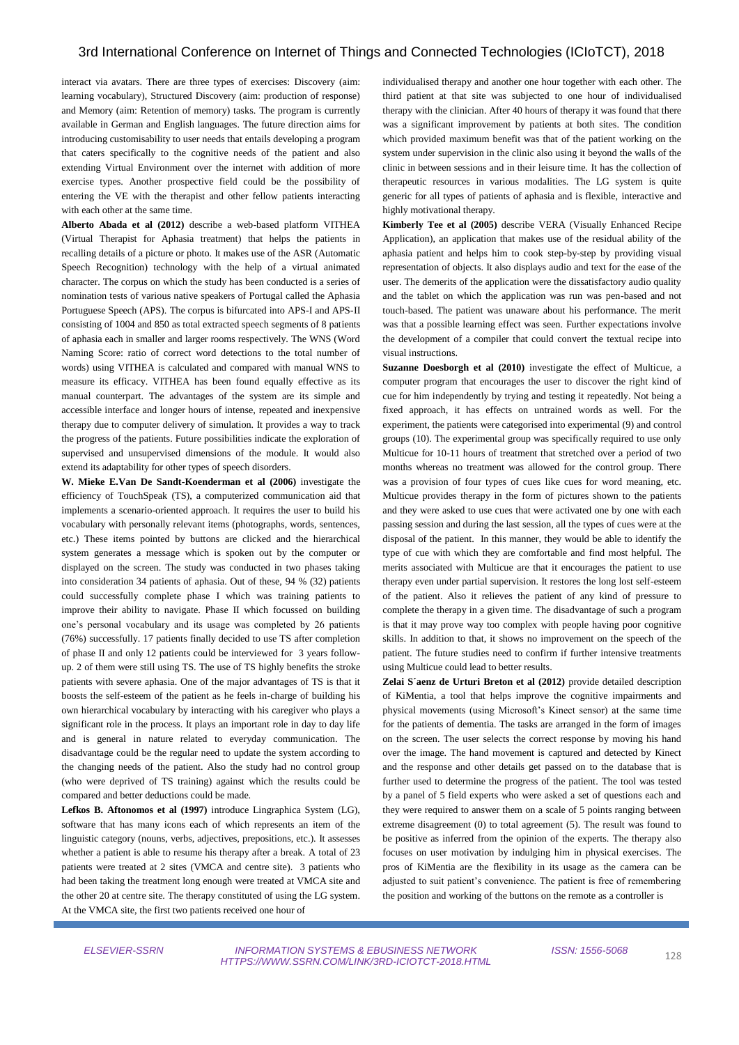interact via avatars. There are three types of exercises: Discovery (aim: learning vocabulary), Structured Discovery (aim: production of response) and Memory (aim: Retention of memory) tasks. The program is currently available in German and English languages. The future direction aims for introducing customisability to user needs that entails developing a program that caters specifically to the cognitive needs of the patient and also extending Virtual Environment over the internet with addition of more exercise types. Another prospective field could be the possibility of entering the VE with the therapist and other fellow patients interacting with each other at the same time.

**Alberto Abada et al (2012)** describe a web-based platform VITHEA (Virtual Therapist for Aphasia treatment) that helps the patients in recalling details of a picture or photo. It makes use of the ASR (Automatic Speech Recognition) technology with the help of a virtual animated character. The corpus on which the study has been conducted is a series of nomination tests of various native speakers of Portugal called the Aphasia Portuguese Speech (APS). The corpus is bifurcated into APS-I and APS-II consisting of 1004 and 850 as total extracted speech segments of 8 patients of aphasia each in smaller and larger rooms respectively. The WNS (Word Naming Score: ratio of correct word detections to the total number of words) using VITHEA is calculated and compared with manual WNS to measure its efficacy. VITHEA has been found equally effective as its manual counterpart. The advantages of the system are its simple and accessible interface and longer hours of intense, repeated and inexpensive therapy due to computer delivery of simulation. It provides a way to track the progress of the patients. Future possibilities indicate the exploration of supervised and unsupervised dimensions of the module. It would also extend its adaptability for other types of speech disorders.

**W. Mieke E.Van De Sandt-Koenderman et al (2006)** investigate the efficiency of TouchSpeak (TS), a computerized communication aid that implements a scenario-oriented approach. It requires the user to build his vocabulary with personally relevant items (photographs, words, sentences, etc.) These items pointed by buttons are clicked and the hierarchical system generates a message which is spoken out by the computer or displayed on the screen. The study was conducted in two phases taking into consideration 34 patients of aphasia. Out of these, 94 % (32) patients could successfully complete phase I which was training patients to improve their ability to navigate. Phase II which focussed on building one's personal vocabulary and its usage was completed by 26 patients (76%) successfully. 17 patients finally decided to use TS after completion of phase II and only 12 patients could be interviewed for 3 years follow-up. 2 of them were still using TS. The use of TS highly benefits the stroke patients with severe aphasia. One of the major advantages of TS is that it boosts the self-esteem of the patient as he feels in-charge of building his own hierarchical vocabulary by interacting with his caregiver who plays a significant role in the process. It plays an important role in day to day life and is general in nature related to everyday communication. The disadvantage could be the regular need to update the system according to the changing needs of the patient. Also the study had no control group (who were deprived of TS training) against which the results could be compared and better deductions could be made.

**Lefkos B. Aftonomos et al (1997)** introduce Lingraphica System (LG), software that has many icons each of which represents an item of the linguistic category (nouns, verbs, adjectives, prepositions, etc.). It assesses whether a patient is able to resume his therapy after a break. A total of 23 patients were treated at 2 sites (VMCA and centre site). 3 patients who had been taking the treatment long enough were treated at VMCA site and the other 20 at centre site. The therapy constituted of using the LG system. At the VMCA site, the first two patients received one hour of individualised therapy and another one hour together with each other. The third patient at that site was subjected to one hour of individualised therapy with the clinician. After 40 hours of therapy it was found that there was a significant improvement by patients at both sites. The condition which provided maximum benefit was that of the patient working on the system under supervision in the clinic also using it beyond the walls of the clinic in between sessions and in their leisure time. It has the collection of therapeutic resources in various modalities. The LG system is quite generic for all types of patients of aphasia and is flexible, interactive and highly motivational therapy.

**Kimberly Tee et al (2005)** describe VERA (Visually Enhanced Recipe Application), an application that makes use of the residual ability of the aphasia patient and helps him to cook step-by-step by providing visual representation of objects. It also displays audio and text for the ease of the user. The demerits of the application were the dissatisfactory audio quality and the tablet on which the application was run was pen-based and not touch-based. The patient was unaware about his performance. The merit was that a possible learning effect was seen. Further expectations involve the development of a compiler that could convert the textual recipe into visual instructions.

**Suzanne Doesborgh et al (2010)** investigate the effect of Multicue, a computer program that encourages the user to discover the right kind of cue for him independently by trying and testing it repeatedly. Not being a fixed approach, it has effects on untrained words as well. For the experiment, the patients were categorised into experimental (9) and control groups (10). The experimental group was specifically required to use only Multicue for 10-11 hours of treatment that stretched over a period of two months whereas no treatment was allowed for the control group. There was a provision of four types of cues like cues for word meaning, etc. Multicue provides therapy in the form of pictures shown to the patients and they were asked to use cues that were activated one by one with each passing session and during the last session, all the types of cues were at the disposal of the patient. In this manner, they would be able to identify the type of cue with which they are comfortable and find most helpful. The merits associated with Multicue are that it encourages the patient to use therapy even under partial supervision. It restores the long lost self-esteem of the patient. Also it relieves the patient of any kind of pressure to complete the therapy in a given time. The disadvantage of such a program is that it may prove way too complex with people having poor cognitive skills. In addition to that, it shows no improvement on the speech of the patient. The future studies need to confirm if further intensive treatments using Multicue could lead to better results.

**Zelai S´aenz de Urturi Breton et al (2012)** provide detailed description of KiMentia, a tool that helps improve the cognitive impairments and physical movements (using Microsoft's Kinect sensor) at the same time for the patients of dementia. The tasks are arranged in the form of images on the screen. The user selects the correct response by moving his hand over the image. The hand movement is captured and detected by Kinect and the response and other details get passed on to the database that is further used to determine the progress of the patient. The tool was tested by a panel of 5 field experts who were asked a set of questions each and they were required to answer them on a scale of 5 points ranging between extreme disagreement (0) to total agreement (5). The result was found to be positive as inferred from the opinion of the experts. The therapy also focuses on user motivation by indulging him in physical exercises. The pros of KiMentia are the flexibility in its usage as the camera can be adjusted to suit patient's convenience. The patient is free of remembering the position and working of the buttons on the remote as a controller is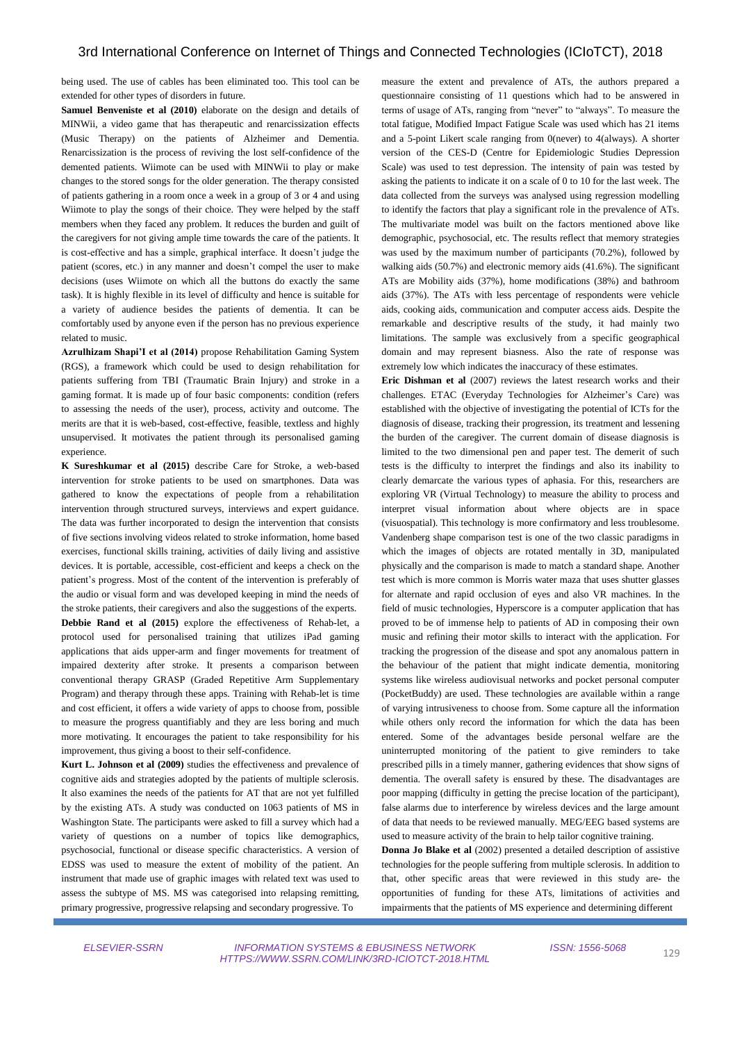being used. The use of cables has been eliminated too. This tool can be extended for other types of disorders in future.

**Samuel Benveniste et al (2010)** elaborate on the design and details of MINWii, a video game that has therapeutic and renarcissization effects (Music Therapy) on the patients of Alzheimer and Dementia. Renarcissization is the process of reviving the lost self-confidence of the demented patients. Wiimote can be used with MINWii to play or make changes to the stored songs for the older generation. The therapy consisted of patients gathering in a room once a week in a group of 3 or 4 and using Wiimote to play the songs of their choice. They were helped by the staff members when they faced any problem. It reduces the burden and guilt of the caregivers for not giving ample time towards the care of the patients. It is cost-effective and has a simple, graphical interface. It doesn't judge the patient (scores, etc.) in any manner and doesn't compel the user to make decisions (uses Wiimote on which all the buttons do exactly the same task). It is highly flexible in its level of difficulty and hence is suitable for a variety of audience besides the patients of dementia. It can be comfortably used by anyone even if the person has no previous experience related to music.

**Azrulhizam Shapi'I et al (2014)** propose Rehabilitation Gaming System (RGS), a framework which could be used to design rehabilitation for patients suffering from TBI (Traumatic Brain Injury) and stroke in a gaming format. It is made up of four basic components: condition (refers to assessing the needs of the user), process, activity and outcome. The merits are that it is web-based, cost-effective, feasible, textless and highly unsupervised. It motivates the patient through its personalised gaming experience.

**K Sureshkumar et al (2015)** describe Care for Stroke, a web-based intervention for stroke patients to be used on smartphones. Data was gathered to know the expectations of people from a rehabilitation intervention through structured surveys, interviews and expert guidance. The data was further incorporated to design the intervention that consists of five sections involving videos related to stroke information, home based exercises, functional skills training, activities of daily living and assistive devices. It is portable, accessible, cost-efficient and keeps a check on the patient's progress. Most of the content of the intervention is preferably of the audio or visual form and was developed keeping in mind the needs of the stroke patients, their caregivers and also the suggestions of the experts.

**Debbie Rand et al (2015)** explore the effectiveness of Rehab-let, a protocol used for personalised training that utilizes iPad gaming applications that aids upper-arm and finger movements for treatment of impaired dexterity after stroke. It presents a comparison between conventional therapy GRASP (Graded Repetitive Arm Supplementary Program) and therapy through these apps. Training with Rehab-let is time and cost efficient, it offers a wide variety of apps to choose from, possible to measure the progress quantifiably and they are less boring and much more motivating. It encourages the patient to take responsibility for his improvement, thus giving a boost to their self-confidence.

**Kurt L. Johnson et al (2009)** studies the effectiveness and prevalence of cognitive aids and strategies adopted by the patients of multiple sclerosis. It also examines the needs of the patients for AT that are not yet fulfilled by the existing ATs. A study was conducted on 1063 patients of MS in Washington State. The participants were asked to fill a survey which had a variety of questions on a number of topics like demographics, psychosocial, functional or disease specific characteristics. A version of EDSS was used to measure the extent of mobility of the patient. An instrument that made use of graphic images with related text was used to assess the subtype of MS. MS was categorised into relapsing remitting, primary progressive, progressive relapsing and secondary progressive. To measure the extent and prevalence of ATs, the authors prepared a questionnaire consisting of 11 questions which had to be answered in terms of usage of ATs, ranging from "never" to "always". To measure the total fatigue, Modified Impact Fatigue Scale was used which has 21 items and a 5-point Likert scale ranging from 0(never) to 4(always). A shorter version of the CES-D (Centre for Epidemiologic Studies Depression Scale) was used to test depression. The intensity of pain was tested by asking the patients to indicate it on a scale of 0 to 10 for the last week. The data collected from the surveys was analysed using regression modelling to identify the factors that play a significant role in the prevalence of ATs. The multivariate model was built on the factors mentioned above like demographic, psychosocial, etc. The results reflect that memory strategies was used by the maximum number of participants (70.2%), followed by walking aids (50.7%) and electronic memory aids (41.6%). The significant ATs are Mobility aids (37%), home modifications (38%) and bathroom aids (37%). The ATs with less percentage of respondents were vehicle aids, cooking aids, communication and computer access aids. Despite the remarkable and descriptive results of the study, it had mainly two limitations. The sample was exclusively from a specific geographical domain and may represent biasness. Also the rate of response was extremely low which indicates the inaccuracy of these estimates.

**Eric Dishman et al** (2007) reviews the latest research works and their challenges. ETAC (Everyday Technologies for Alzheimer's Care) was established with the objective of investigating the potential of ICTs for the diagnosis of disease, tracking their progression, its treatment and lessening the burden of the caregiver. The current domain of disease diagnosis is limited to the two dimensional pen and paper test. The demerit of such tests is the difficulty to interpret the findings and also its inability to clearly demarcate the various types of aphasia. For this, researchers are exploring VR (Virtual Technology) to measure the ability to process and interpret visual information about where objects are in space (visuospatial). This technology is more confirmatory and less troublesome. Vandenberg shape comparison test is one of the two classic paradigms in which the images of objects are rotated mentally in 3D, manipulated physically and the comparison is made to match a standard shape. Another test which is more common is Morris water maza that uses shutter glasses for alternate and rapid occlusion of eyes and also VR machines. In the field of music technologies, Hyperscore is a computer application that has proved to be of immense help to patients of AD in composing their own music and refining their motor skills to interact with the application. For tracking the progression of the disease and spot any anomalous pattern in the behaviour of the patient that might indicate dementia, monitoring systems like wireless audiovisual networks and pocket personal computer (PocketBuddy) are used. These technologies are available within a range of varying intrusiveness to choose from. Some capture all the information while others only record the information for which the data has been entered. Some of the advantages beside personal welfare are the uninterrupted monitoring of the patient to give reminders to take prescribed pills in a timely manner, gathering evidences that show signs of dementia. The overall safety is ensured by these. The disadvantages are poor mapping (difficulty in getting the precise location of the participant), false alarms due to interference by wireless devices and the large amount of data that needs to be reviewed manually. MEG/EEG based systems are used to measure activity of the brain to help tailor cognitive training.

**Donna Jo Blake et al** (2002) presented a detailed description of assistive technologies for the people suffering from multiple sclerosis. In addition to that, other specific areas that were reviewed in this study are- the opportunities of funding for these ATs, limitations of activities and impairments that the patients of MS experience and determining different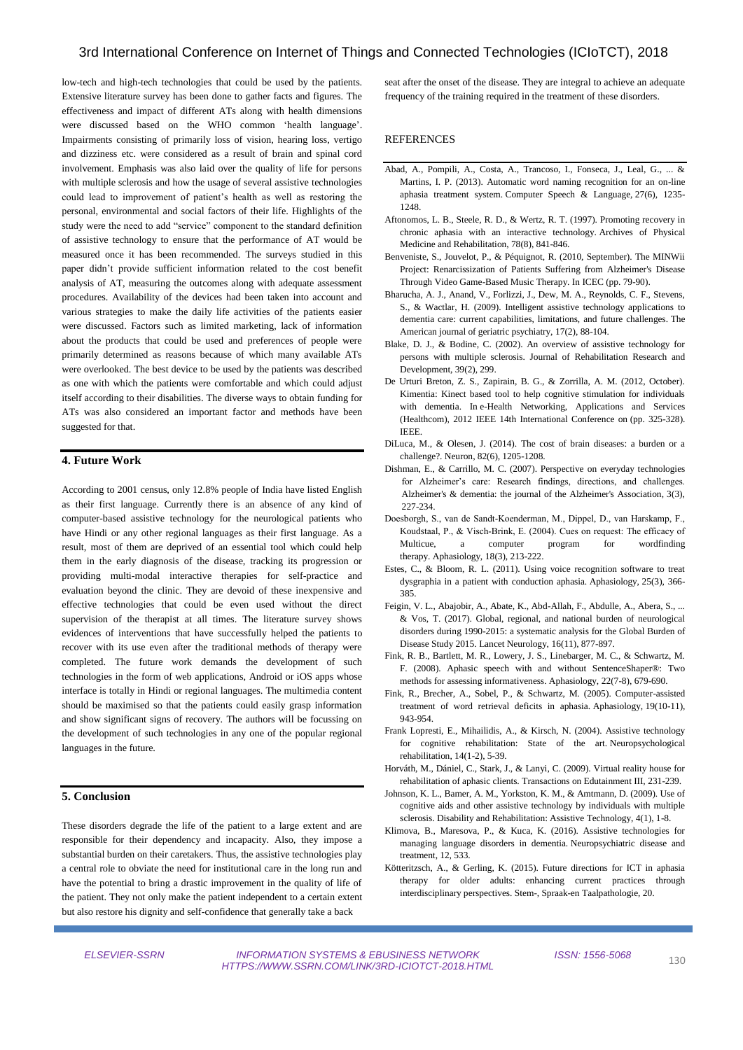low-tech and high-tech technologies that could be used by the patients. Extensive literature survey has been done to gather facts and figures. The effectiveness and impact of different ATs along with health dimensions were discussed based on the WHO common 'health language'. Impairments consisting of primarily loss of vision, hearing loss, vertigo and dizziness etc. were considered as a result of brain and spinal cord involvement. Emphasis was also laid over the quality of life for persons with multiple sclerosis and how the usage of several assistive technologies could lead to improvement of patient's health as well as restoring the personal, environmental and social factors of their life. Highlights of the study were the need to add "service" component to the standard definition of assistive technology to ensure that the performance of AT would be measured once it has been recommended. The surveys studied in this paper didn't provide sufficient information related to the cost benefit analysis of AT, measuring the outcomes along with adequate assessment procedures. Availability of the devices had been taken into account and various strategies to make the daily life activities of the patients easier were discussed. Factors such as limited marketing, lack of information about the products that could be used and preferences of people were primarily determined as reasons because of which many available ATs were overlooked. The best device to be used by the patients was described as one with which the patients were comfortable and which could adjust itself according to their disabilities. The diverse ways to obtain funding for ATs was also considered an important factor and methods have been suggested for that.

## 4. Future Work

According to 2001 census, only 12.8% people of India have listed English as their first language. Currently there is an absence of any kind of computer-based assistive technology for the neurological patients who have Hindi or any other regional languages as their first language. As a result, most of them are deprived of an essential tool which could help them in the early diagnosis of the disease, tracking its progression or providing multi-modal interactive therapies for self-practice and evaluation beyond the clinic. They are devoid of these inexpensive and effective technologies that could be even used without the direct supervision of the therapist at all times. The literature survey shows evidences of interventions that have successfully helped the patients to recover with its use even after the traditional methods of therapy were completed. The future work demands the development of such technologies in the form of web applications, Android or iOS apps whose interface is totally in Hindi or regional languages. The multimedia content should be maximised so that the patients could easily grasp information and show significant signs of recovery. The authors will be focussing on the development of such technologies in any one of the popular regional languages in the future.

## 5. Conclusion

These disorders degrade the life of the patient to a large extent and are responsible for their dependency and incapacity. Also, they impose a substantial burden on their caretakers. Thus, the assistive technologies play a central role to obviate the need for institutional care in the long run and have the potential to bring a drastic improvement in the quality of life of the patient. They not only make the patient independent to a certain extent but also restore his dignity and self-confidence that generally take a back seat after the onset of the disease. They are integral to achieve an adequate frequency of the training required in the treatment of these disorders.

## REFERENCES

Abad, A., Pompili, A., Costa, A., Trancoso, I., Fonseca, J., Leal, G., ... & Martins, I. P. (2013). Automatic word naming recognition for an on-line aphasia treatment system. Computer Speech & Language, 27(6), 1235-1248.

Aftonomos, L. B., Steele, R. D., & Wertz, R. T. (1997). Promoting recovery in chronic aphasia with an interactive technology. Archives of Physical Medicine and Rehabilitation, 78(8), 841-846.

Benveniste, S., Jouvelot, P., & Péquignot, R. (2010, September). The MINWii Project: Renarcissization of Patients Suffering from Alzheimer's Disease Through Video Game-Based Music Therapy. In ICEC (pp. 79-90).

Bharucha, A. J., Anand, V., Forlizzi, J., Dew, M. A., Reynolds, C. F., Stevens, S., & Wactlar, H. (2009). Intelligent assistive technology applications to dementia care: current capabilities, limitations, and future challenges. The American journal of geriatric psychiatry, 17(2), 88-104.

Blake, D. J., & Bodine, C. (2002). An overview of assistive technology for persons with multiple sclerosis. Journal of Rehabilitation Research and Development, 39(2), 299.

De Urturi Breton, Z. S., Zapirain, B. G., & Zorrilla, A. M. (2012, October). Kimentia: Kinect based tool to help cognitive stimulation for individuals with dementia. In e-Health Networking, Applications and Services (Healthcom), 2012 IEEE 14th International Conference on (pp. 325-328). IEEE.

DiLuca, M., & Olesen, J. (2014). The cost of brain diseases: a burden or a challenge?. Neuron, 82(6), 1205-1208.

Dishman, E., & Carrillo, M. C. (2007). Perspective on everyday technologies for Alzheimer's care: Research findings, directions, and challenges. Alzheimer's & dementia: the journal of the Alzheimer's Association, 3(3), 227-234.

Doesborgh, S., van de Sandt-Koenderman, M., Dippel, D., van Harskamp, F., Koudstaal, P., & Visch-Brink, E. (2004). Cues on request: The efficacy of Multicue, a computer program for wordfinding therapy. Aphasiology, 18(3), 213-222.

Estes, C., & Bloom, R. L. (2011). Using voice recognition software to treat dysgraphia in a patient with conduction aphasia. Aphasiology, 25(3), 366-385.

Feigin, V. L., Abajobir, A., Abate, K., Abd-Allah, F., Abdulle, A., Abera, S., ... & Vos, T. (2017). Global, regional, and national burden of neurological disorders during 1990-2015: a systematic analysis for the Global Burden of Disease Study 2015. Lancet Neurology, 16(11), 877-897.

Fink, R. B., Bartlett, M. R., Lowery, J. S., Linebarger, M. C., & Schwartz, M. F. (2008). Aphasic speech with and without SentenceShaper®: Two methods for assessing informativeness. Aphasiology, 22(7-8), 679-690.

Fink, R., Brecher, A., Sobel, P., & Schwartz, M. (2005). Computer-assisted treatment of word retrieval deficits in aphasia. Aphasiology, 19(10-11), 943-954.

Frank Lopresti, E., Mihailidis, A., & Kirsch, N. (2004). Assistive technology for cognitive rehabilitation: State of the art. Neuropsychological rehabilitation, 14(1-2), 5-39.

Horváth, M., Dániel, C., Stark, J., & Lanyi, C. (2009). Virtual reality house for rehabilitation of aphasic clients. Transactions on Edutainment III, 231-239.

Johnson, K. L., Bamer, A. M., Yorkston, K. M., & Amtmann, D. (2009). Use of cognitive aids and other assistive technology by individuals with multiple sclerosis. Disability and Rehabilitation: Assistive Technology, 4(1), 1-8.

Klimova, B., Maresova, P., & Kuca, K. (2016). Assistive technologies for managing language disorders in dementia. Neuropsychiatric disease and treatment, 12, 533.

Kötteritzsch, A., & Gerling, K. (2015). Future directions for ICT in aphasia therapy for older adults: enhancing current practices through interdisciplinary perspectives. Stem-, Spraak-en Taalpathologie, 20.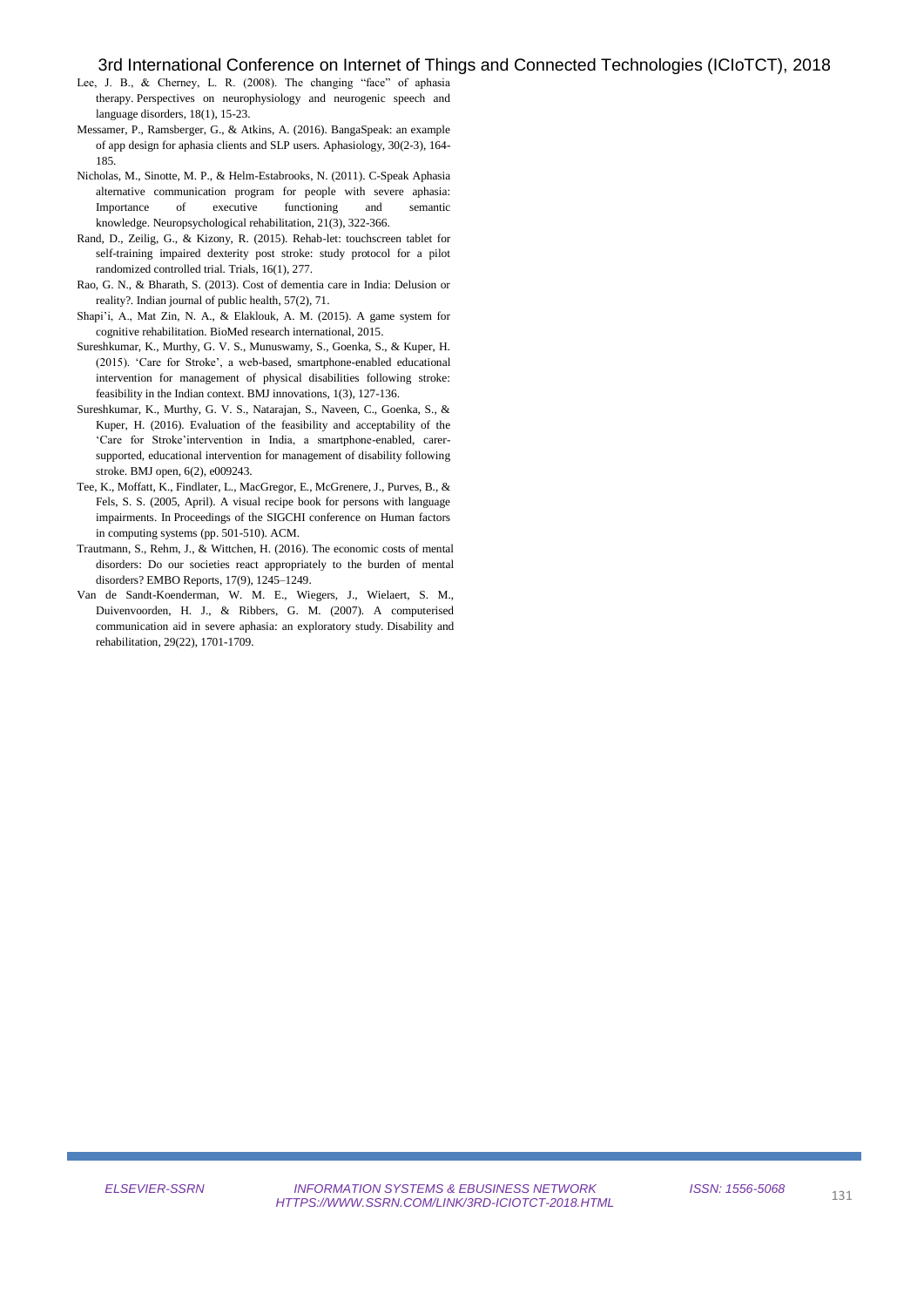Lee, J. B., & Cherney, L. R. (2008). The changing "face" of aphasia therapy. Perspectives on neurophysiology and neurogenic speech and language disorders, 18(1), 15-23.

Messamer, P., Ramsberger, G., & Atkins, A. (2016). BangaSpeak: an example of app design for aphasia clients and SLP users. Aphasiology, 30(2-3), 164-185.

Nicholas, M., Sinotte, M. P., & Helm-Estabrooks, N. (2011). C-Speak Aphasia alternative communication program for people with severe aphasia: Importance of executive functioning and semantic knowledge. Neuropsychological rehabilitation, 21(3), 322-366.

Rand, D., Zeilig, G., & Kizony, R. (2015). Rehab-let: touchscreen tablet for self-training impaired dexterity post stroke: study protocol for a pilot randomized controlled trial. Trials, 16(1), 277.

Rao, G. N., & Bharath, S. (2013). Cost of dementia care in India: Delusion or reality?. Indian journal of public health, 57(2), 71.

Shapi'i, A., Mat Zin, N. A., & Elaklouk, A. M. (2015). A game system for cognitive rehabilitation. BioMed research international, 2015.

Sureshkumar, K., Murthy, G. V. S., Munuswamy, S., Goenka, S., & Kuper, H. (2015). 'Care for Stroke', a web-based, smartphone-enabled educational intervention for management of physical disabilities following stroke: feasibility in the Indian context. BMJ innovations, 1(3), 127-136.

Sureshkumar, K., Murthy, G. V. S., Natarajan, S., Naveen, C., Goenka, S., & Kuper, H. (2016). Evaluation of the feasibility and acceptability of the 'Care for Stroke'intervention in India, a smartphone-enabled, carer-supported, educational intervention for management of disability following stroke. BMJ open, 6(2), e009243.

Tee, K., Moffatt, K., Findlater, L., MacGregor, E., McGrenere, J., Purves, B., & Fels, S. S. (2005, April). A visual recipe book for persons with language impairments. In Proceedings of the SIGCHI conference on Human factors in computing systems (pp. 501-510). ACM.

Trautmann, S., Rehm, J., & Wittchen, H. (2016). The economic costs of mental disorders: Do our societies react appropriately to the burden of mental disorders? EMBO Reports, 17(9), 1245–1249.

Van de Sandt-Koenderman, W. M. E., Wiegers, J., Wielaert, S. M., Duivenvoorden, H. J., & Ribbers, G. M. (2007). A computerised communication aid in severe aphasia: an exploratory study. Disability and rehabilitation, 29(22), 1701-1709.